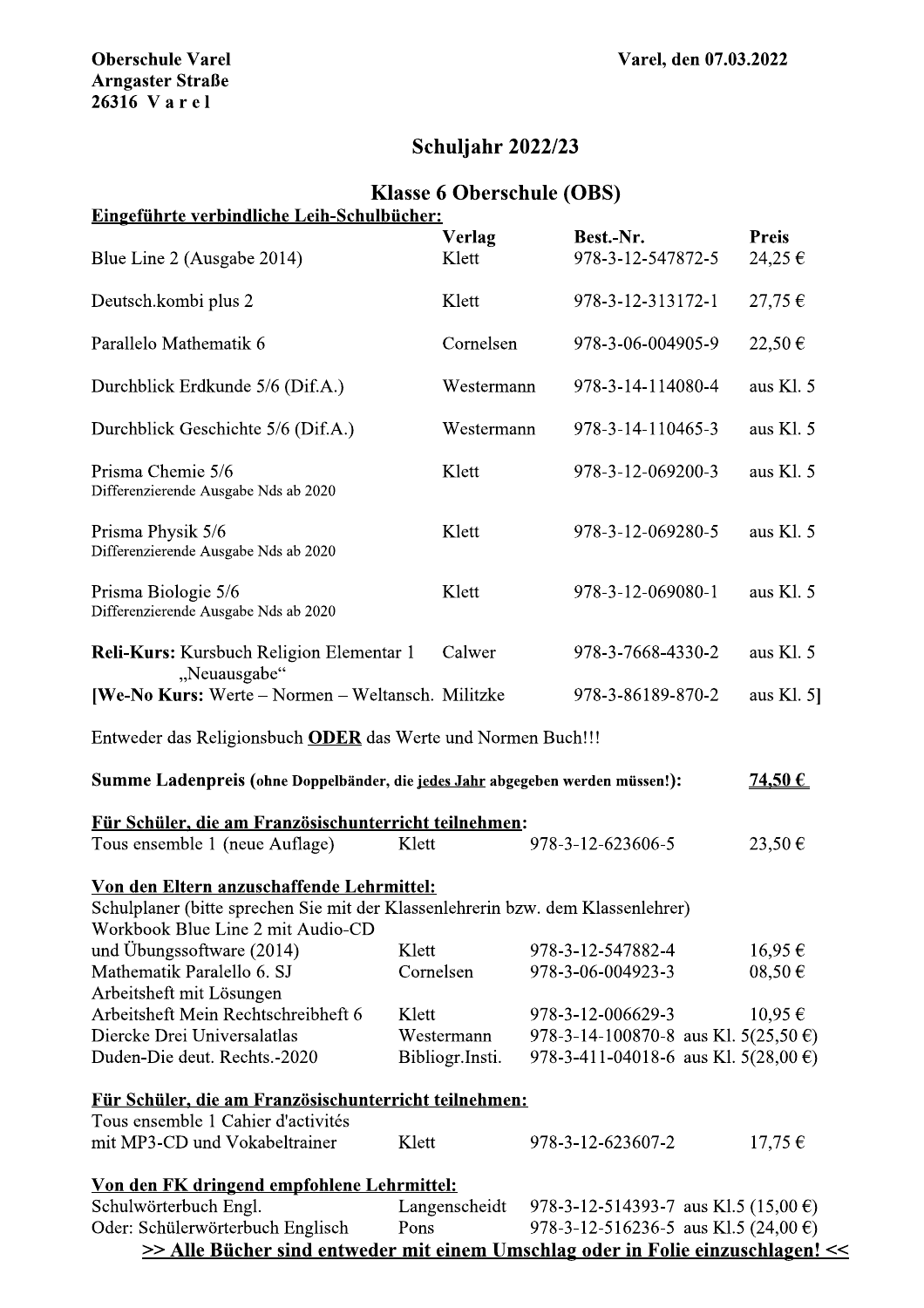**Oberschule Varel**
**Arngaster Straße**
**26316 V a r e l**

**Varel, den 07.03.2022**

## Schuljahr 2022/23

## Klasse 6 Oberschule (OBS)

**<u>Eingeführte verbindliche Leih-Schulbücher:</u>**

| | Verlag | Best.-Nr. | Preis |
|---|---|---|---|
| Blue Line 2 (Ausgabe 2014) | Klett | 978-3-12-547872-5 | 24,25 € |
| Deutsch.kombi plus 2 | Klett | 978-3-12-313172-1 | 27,75 € |
| Parallelo Mathematik 6 | Cornelsen | 978-3-06-004905-9 | 22,50 € |
| Durchblick Erdkunde 5/6 (Dif.A.) | Westermann | 978-3-14-114080-4 | aus Kl. 5 |
| Durchblick Geschichte 5/6 (Dif.A.) | Westermann | 978-3-14-110465-3 | aus Kl. 5 |
| Prisma Chemie 5/6<br>Differenzierende Ausgabe Nds ab 2020 | Klett | 978-3-12-069200-3 | aus Kl. 5 |
| Prisma Physik 5/6<br>Differenzierende Ausgabe Nds ab 2020 | Klett | 978-3-12-069280-5 | aus Kl. 5 |
| Prisma Biologie 5/6<br>Differenzierende Ausgabe Nds ab 2020 | Klett | 978-3-12-069080-1 | aus Kl. 5 |
| **Reli-Kurs:** Kursbuch Religion Elementar 1 „Neuausgabe" | Calwer | 978-3-7668-4330-2 | aus Kl. 5 |
| **[We-No Kurs:** Werte – Normen – Weltansch. | Militzke | 978-3-86189-870-2 | aus Kl. 5**]** |

Entweder das Religionsbuch **<u>ODER</u>** das Werte und Normen Buch!!!

**Summe Ladenpreis (ohne Doppelbänder, die <u>jedes Jahr</u> abgegeben werden müssen!): <u>74,50 €</u>**

**<u>Für Schüler, die am Französischunterricht teilnehmen:</u>**

| | | | |
|---|---|---|---|
| Tous ensemble 1 (neue Auflage) | Klett | 978-3-12-623606-5 | 23,50 € |

**<u>Von den Eltern anzuschaffende Lehrmittel:</u>**

Schulplaner (bitte sprechen Sie mit der Klassenlehrerin bzw. dem Klassenlehrer)

| | | | |
|---|---|---|---|
| Workbook Blue Line 2 mit Audio-CD und Übungssoftware (2014) | Klett | 978-3-12-547882-4 | 16,95 € |
| Mathematik Paralello 6. SJ Arbeitsheft mit Lösungen | Cornelsen | 978-3-06-004923-3 | 08,50 € |
| Arbeitsheft Mein Rechtschreibheft 6 | Klett | 978-3-12-006629-3 | 10,95 € |
| Diercke Drei Universalatlas | Westermann | 978-3-14-100870-8 | aus Kl. 5(25,50 €) |
| Duden-Die deut. Rechts.-2020 | Bibliogr.Insti. | 978-3-411-04018-6 | aus Kl. 5(28,00 €) |

**<u>Für Schüler, die am Französischunterricht teilnehmen:</u>**

| | | | |
|---|---|---|---|
| Tous ensemble 1 Cahier d'activités mit MP3-CD und Vokabeltrainer | Klett | 978-3-12-623607-2 | 17,75 € |

**<u>Von den FK dringend empfohlene Lehrmittel:</u>**

| | | | |
|---|---|---|---|
| Schulwörterbuch Engl. | Langenscheidt | 978-3-12-514393-7 | aus Kl.5 (15,00 €) |
| Oder: Schülerwörterbuch Englisch | Pons | 978-3-12-516236-5 | aus Kl.5 (24,00 €) |

**<u>>> Alle Bücher sind entweder mit einem Umschlag oder in Folie einzuschlagen! <<</u>**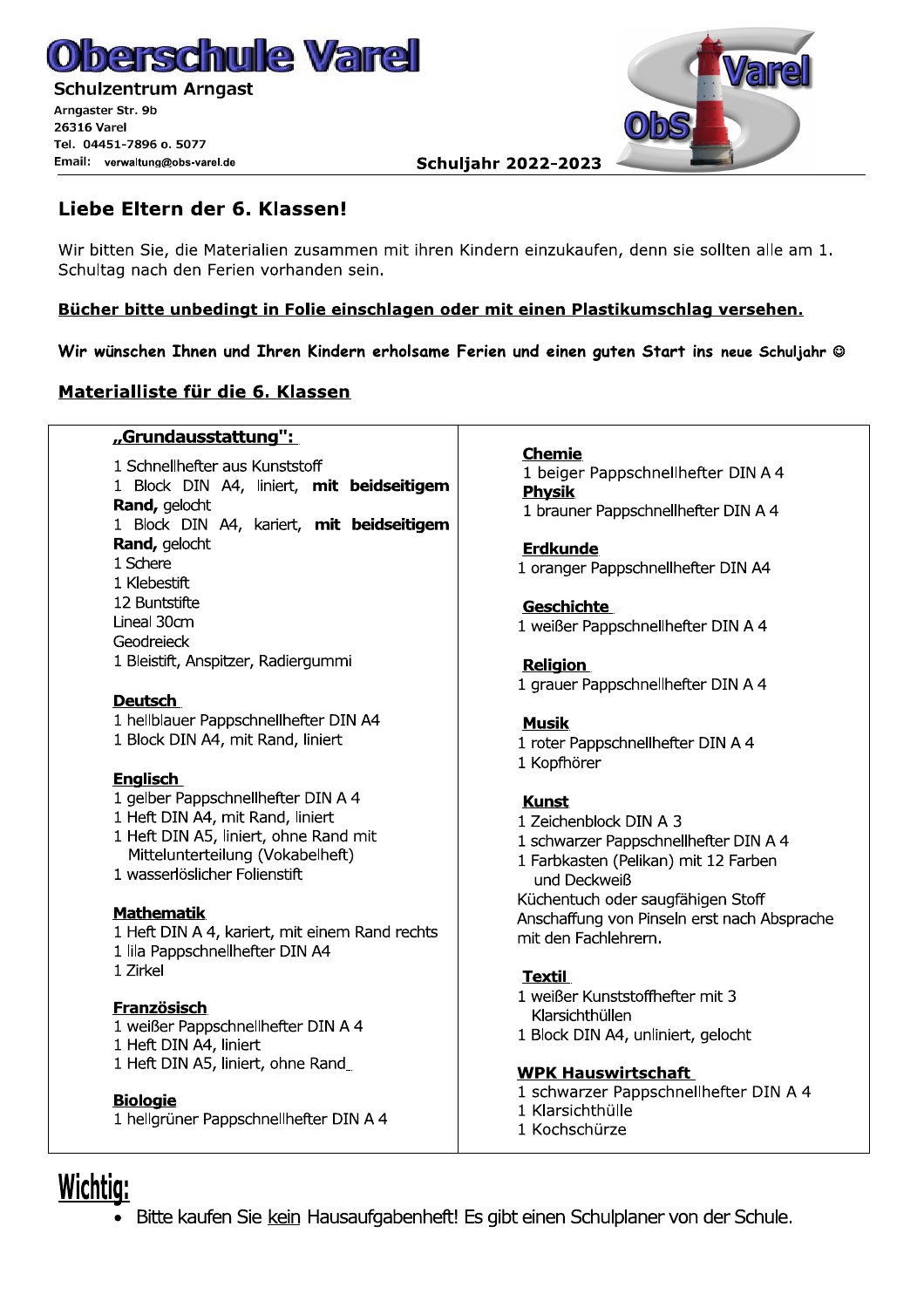# Oberschule Varel

**Schulzentrum Arngast**

Arngaster Str. 9b
26316 Varel
Tel. 04451-7896 o. 5077
Email: verwaltung@obs-varel.de

**Schuljahr 2022-2023**

## Liebe Eltern der 6. Klassen!

Wir bitten Sie, die Materialien zusammen mit ihren Kindern einzukaufen, denn sie sollten alle am 1. Schultag nach den Ferien vorhanden sein.

**Bücher bitte unbedingt in Folie einschlagen oder mit einen Plastikumschlag versehen.**

**Wir wünschen Ihnen und Ihren Kindern erholsame Ferien und einen guten Start ins neue Schuljahr ☺**

## Materialliste für die 6. Klassen

### „Grundausstattung":

1 Schnellhefter aus Kunststoff
1 Block DIN A4, liniert, **mit beidseitigem Rand,** gelocht
1 Block DIN A4, kariert, **mit beidseitigem Rand,** gelocht
1 Schere
1 Klebestift
12 Buntstifte
Lineal 30cm
Geodreieck
1 Bleistift, Anspitzer, Radiergummi

### Deutsch

1 hellblauer Pappschnellhefter DIN A4
1 Block DIN A4, mit Rand, liniert

### Englisch

1 gelber Pappschnellhefter DIN A 4
1 Heft DIN A4, mit Rand, liniert
1 Heft DIN A5, liniert, ohne Rand mit Mittelunterteilung (Vokabelheft)
1 wasserlöslicher Folienstift

### Mathematik

1 Heft DIN A 4, kariert, mit einem Rand rechts
1 lila Pappschnellhefter DIN A4
1 Zirkel

### Französisch

1 weißer Pappschnellhefter DIN A 4
1 Heft DIN A4, liniert
1 Heft DIN A5, liniert, ohne Rand

### Biologie

1 hellgrüner Pappschnellhefter DIN A 4

### Chemie

1 beiger Pappschnellhefter DIN A 4

### Physik

1 brauner Pappschnellhefter DIN A 4

### Erdkunde

1 oranger Pappschnellhefter DIN A4

### Geschichte

1 weißer Pappschnellhefter DIN A 4

### Religion

1 grauer Pappschnellhefter DIN A 4

### Musik

1 roter Pappschnellhefter DIN A 4
1 Kopfhörer

### Kunst

1 Zeichenblock DIN A 3
1 schwarzer Pappschnellhefter DIN A 4
1 Farbkasten (Pelikan) mit 12 Farben und Deckweiß
Küchentuch oder saugfähigen Stoff
Anschaffung von Pinseln erst nach Absprache mit den Fachlehrern.

### Textil

1 weißer Kunststoffhefter mit 3 Klarsichthüllen
1 Block DIN A4, unliniert, gelocht

### WPK Hauswirtschaft

1 schwarzer Pappschnellhefter DIN A 4
1 Klarsichthülle
1 Kochschürze

## Wichtig:

- Bitte kaufen Sie kein Hausaufgabenheft! Es gibt einen Schulplaner von der Schule.